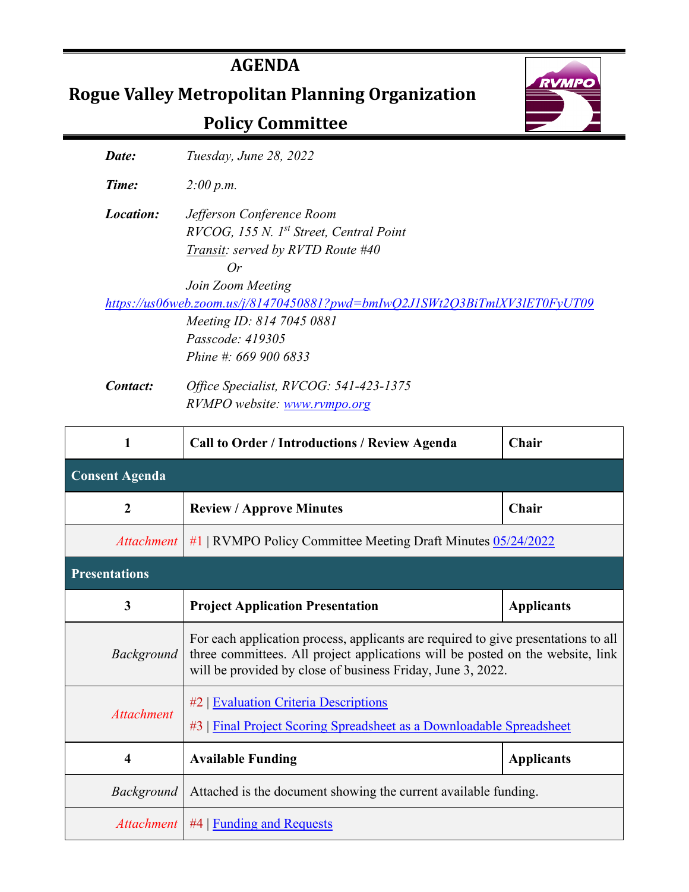# AGENDA

## Rogue Valley Metropolitan Planning Organization

## Policy Committee

| | |
|---|---|
| ***Date:*** | *Tuesday, June 28, 2022* |
| ***Time:*** | *2:00 p.m.* |
| ***Location:*** | *Jefferson Conference Room*<br>*RVCOG, 155 N. 1st Street, Central Point*<br>*Transit: served by RVTD Route #40*<br>*Or*<br>*Join Zoom Meeting*<br>*https://us06web.zoom.us/j/81470450881?pwd=bmIwQ2J1SWt2Q3BiTmlXV3lET0FyUT09*<br>*Meeting ID: 814 7045 0881*<br>*Passcode: 419305*<br>*Phine #: 669 900 6833* |
| ***Contact:*** | *Office Specialist, RVCOG: 541-423-1375*<br>*RVMPO website: www.rvmpo.org* |

| | | |
|---|---|---|
| **1** | **Call to Order / Introductions / Review Agenda** | **Chair** |
| **Consent Agenda** | | |
| **2** | **Review / Approve Minutes** | **Chair** |
| *Attachment* | #1 \| RVMPO Policy Committee Meeting Draft Minutes 05/24/2022 | |
| **Presentations** | | |
| **3** | **Project Application Presentation** | **Applicants** |
| *Background* | For each application process, applicants are required to give presentations to all three committees. All project applications will be posted on the website, link will be provided by close of business Friday, June 3, 2022. | |
| *Attachment* | #2 \| Evaluation Criteria Descriptions<br>#3 \| Final Project Scoring Spreadsheet as a Downloadable Spreadsheet | |
| **4** | **Available Funding** | **Applicants** |
| *Background* | Attached is the document showing the current available funding. | |
| *Attachment* | #4 \| Funding and Requests | |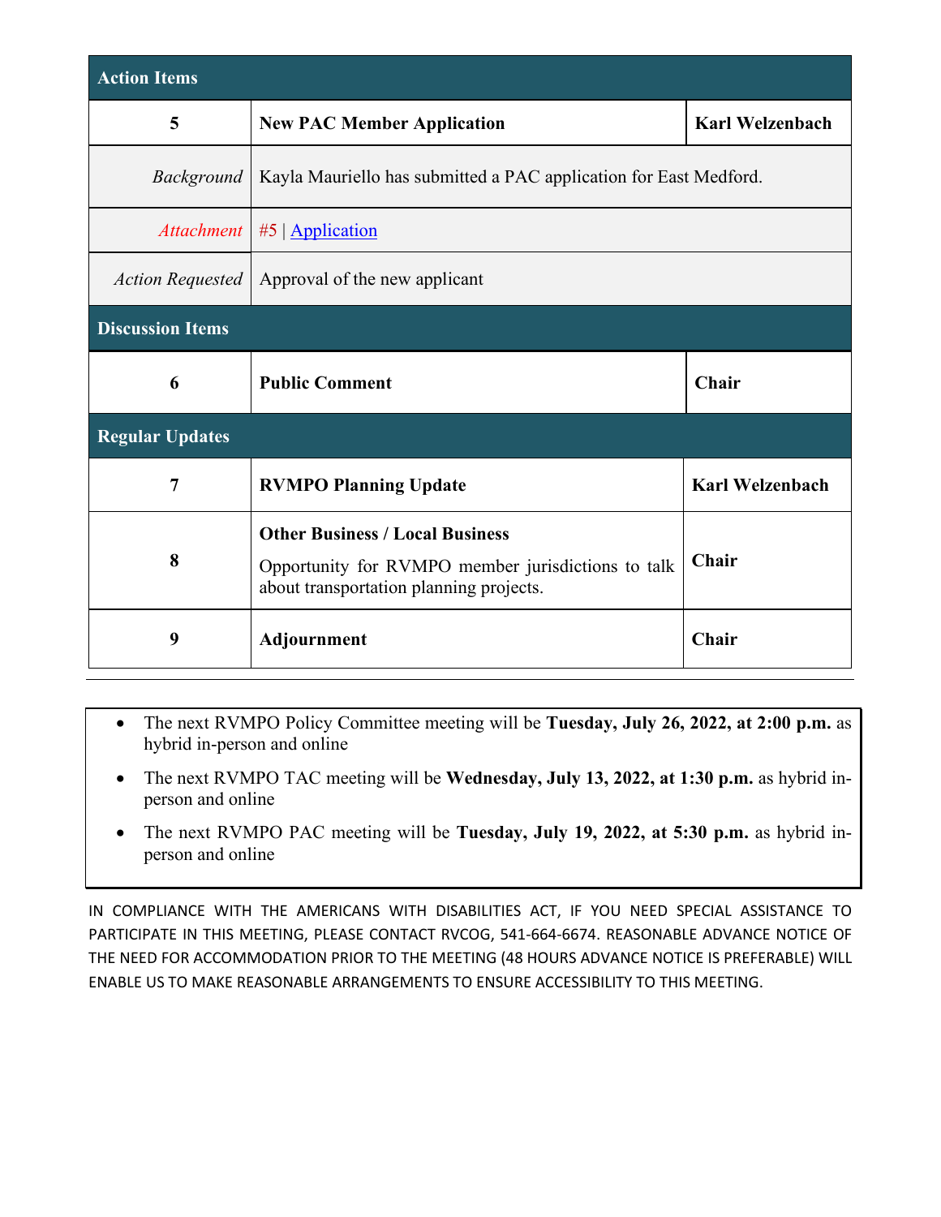| Action Items | | |
|---|---|---|
| **5** | **New PAC Member Application** | **Karl Welzenbach** |
| *Background* | Kayla Mauriello has submitted a PAC application for East Medford. | |
| *Attachment* | #5 \| Application | |
| *Action Requested* | Approval of the new applicant | |
| **Discussion Items** | | |
| **6** | **Public Comment** | **Chair** |
| **Regular Updates** | | |
| **7** | **RVMPO Planning Update** | **Karl Welzenbach** |
| **8** | **Other Business / Local Business**<br>Opportunity for RVMPO member jurisdictions to talk about transportation planning projects. | **Chair** |
| **9** | **Adjournment** | **Chair** |

- The next RVMPO Policy Committee meeting will be **Tuesday, July 26, 2022, at 2:00 p.m.** as hybrid in-person and online
- The next RVMPO TAC meeting will be **Wednesday, July 13, 2022, at 1:30 p.m.** as hybrid in-person and online
- The next RVMPO PAC meeting will be **Tuesday, July 19, 2022, at 5:30 p.m.** as hybrid in-person and online

IN COMPLIANCE WITH THE AMERICANS WITH DISABILITIES ACT, IF YOU NEED SPECIAL ASSISTANCE TO PARTICIPATE IN THIS MEETING, PLEASE CONTACT RVCOG, 541-664-6674. REASONABLE ADVANCE NOTICE OF THE NEED FOR ACCOMMODATION PRIOR TO THE MEETING (48 HOURS ADVANCE NOTICE IS PREFERABLE) WILL ENABLE US TO MAKE REASONABLE ARRANGEMENTS TO ENSURE ACCESSIBILITY TO THIS MEETING.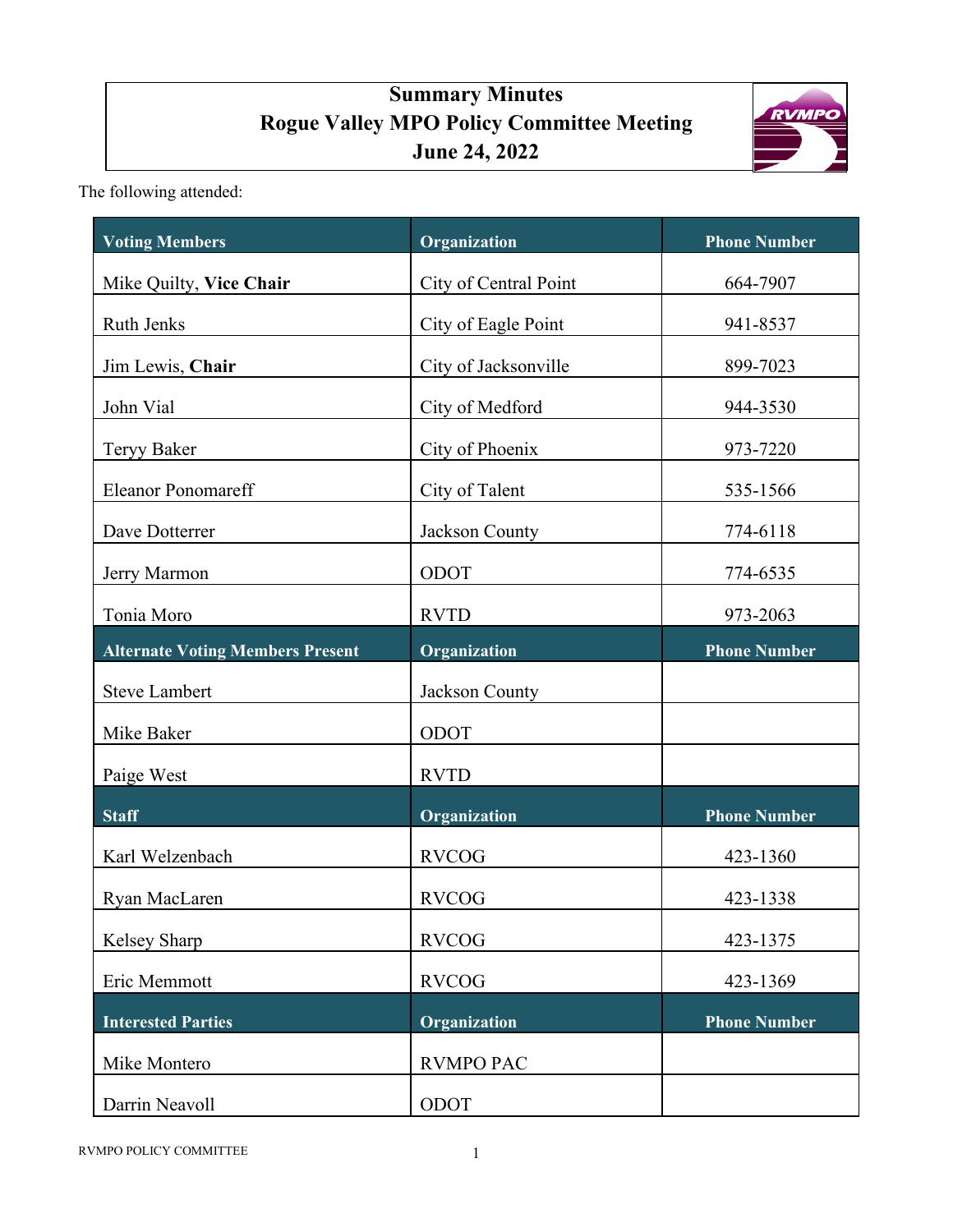# Summary Minutes
# Rogue Valley MPO Policy Committee Meeting
# June 24, 2022

The following attended:

| Voting Members | Organization | Phone Number |
|---|---|---|
| Mike Quilty, **Vice Chair** | City of Central Point | 664-7907 |
| Ruth Jenks | City of Eagle Point | 941-8537 |
| Jim Lewis, **Chair** | City of Jacksonville | 899-7023 |
| John Vial | City of Medford | 944-3530 |
| Teryy Baker | City of Phoenix | 973-7220 |
| Eleanor Ponomareff | City of Talent | 535-1566 |
| Dave Dotterrer | Jackson County | 774-6118 |
| Jerry Marmon | ODOT | 774-6535 |
| Tonia Moro | RVTD | 973-2063 |
| **Alternate Voting Members Present** | **Organization** | **Phone Number** |
| Steve Lambert | Jackson County | |
| Mike Baker | ODOT | |
| Paige West | RVTD | |
| **Staff** | **Organization** | **Phone Number** |
| Karl Welzenbach | RVCOG | 423-1360 |
| Ryan MacLaren | RVCOG | 423-1338 |
| Kelsey Sharp | RVCOG | 423-1375 |
| Eric Memmott | RVCOG | 423-1369 |
| **Interested Parties** | **Organization** | **Phone Number** |
| Mike Montero | RVMPO PAC | |
| Darrin Neavoll | ODOT | |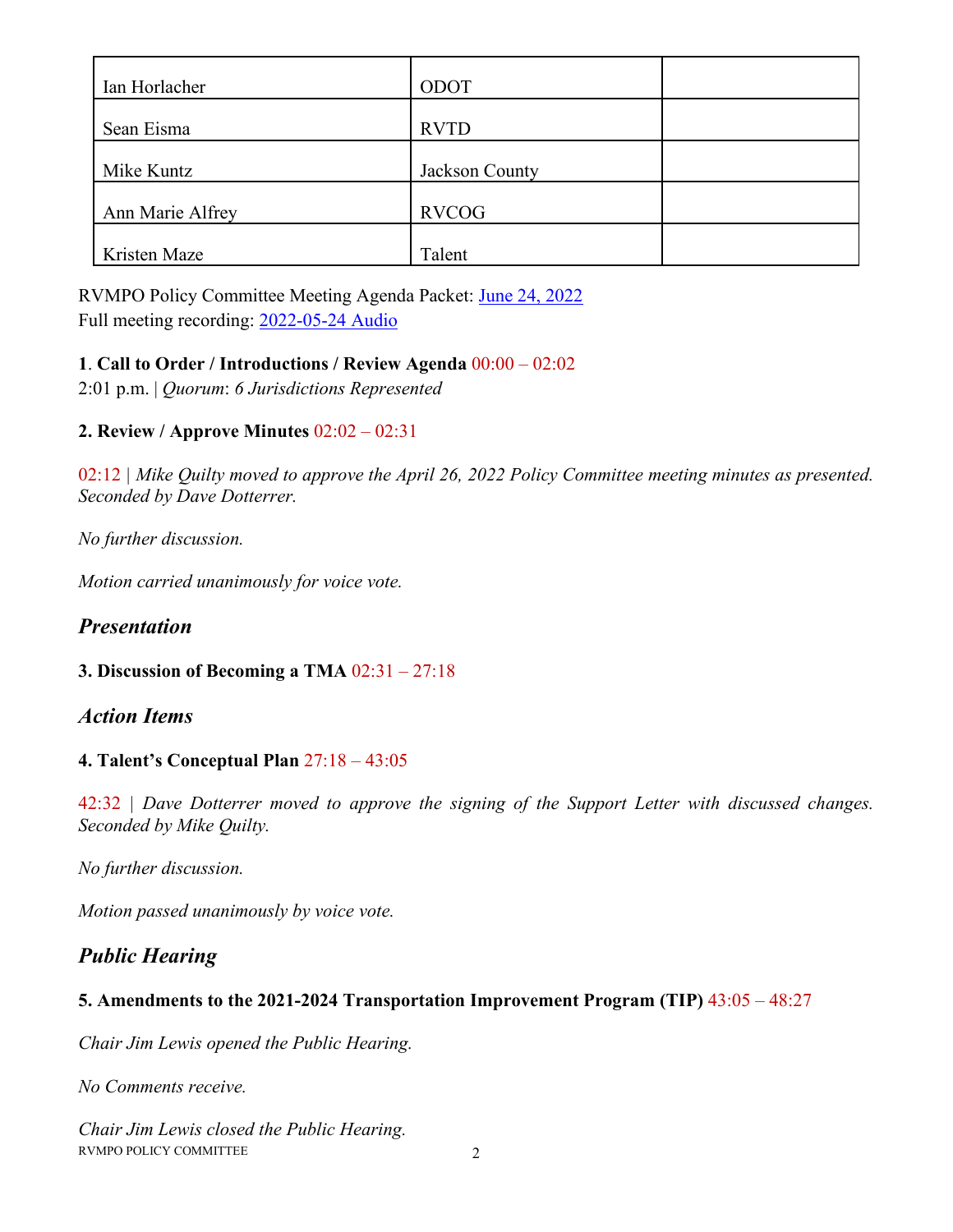| | | |
|---|---|---|
| Ian Horlacher | ODOT | |
| Sean Eisma | RVTD | |
| Mike Kuntz | Jackson County | |
| Ann Marie Alfrey | RVCOG | |
| Kristen Maze | Talent | |

RVMPO Policy Committee Meeting Agenda Packet: [June 24, 2022]
Full meeting recording: [2022-05-24 Audio]

**1**. **Call to Order / Introductions / Review Agenda** 00:00 – 02:02
2:01 p.m. | *Quorum*: *6 Jurisdictions Represented*

**2. Review / Approve Minutes** 02:02 – 02:31

02:12 | *Mike Quilty moved to approve the April 26, 2022 Policy Committee meeting minutes as presented. Seconded by Dave Dotterrer.*

*No further discussion.*

*Motion carried unanimously for voice vote.*

## *Presentation*

**3. Discussion of Becoming a TMA** 02:31 – 27:18

## *Action Items*

**4. Talent's Conceptual Plan** 27:18 – 43:05

42:32 | *Dave Dotterrer moved to approve the signing of the Support Letter with discussed changes. Seconded by Mike Quilty.*

*No further discussion.*

*Motion passed unanimously by voice vote.*

## *Public Hearing*

**5. Amendments to the 2021-2024 Transportation Improvement Program (TIP)** 43:05 – 48:27

*Chair Jim Lewis opened the Public Hearing.*

*No Comments receive.*

*Chair Jim Lewis closed the Public Hearing.*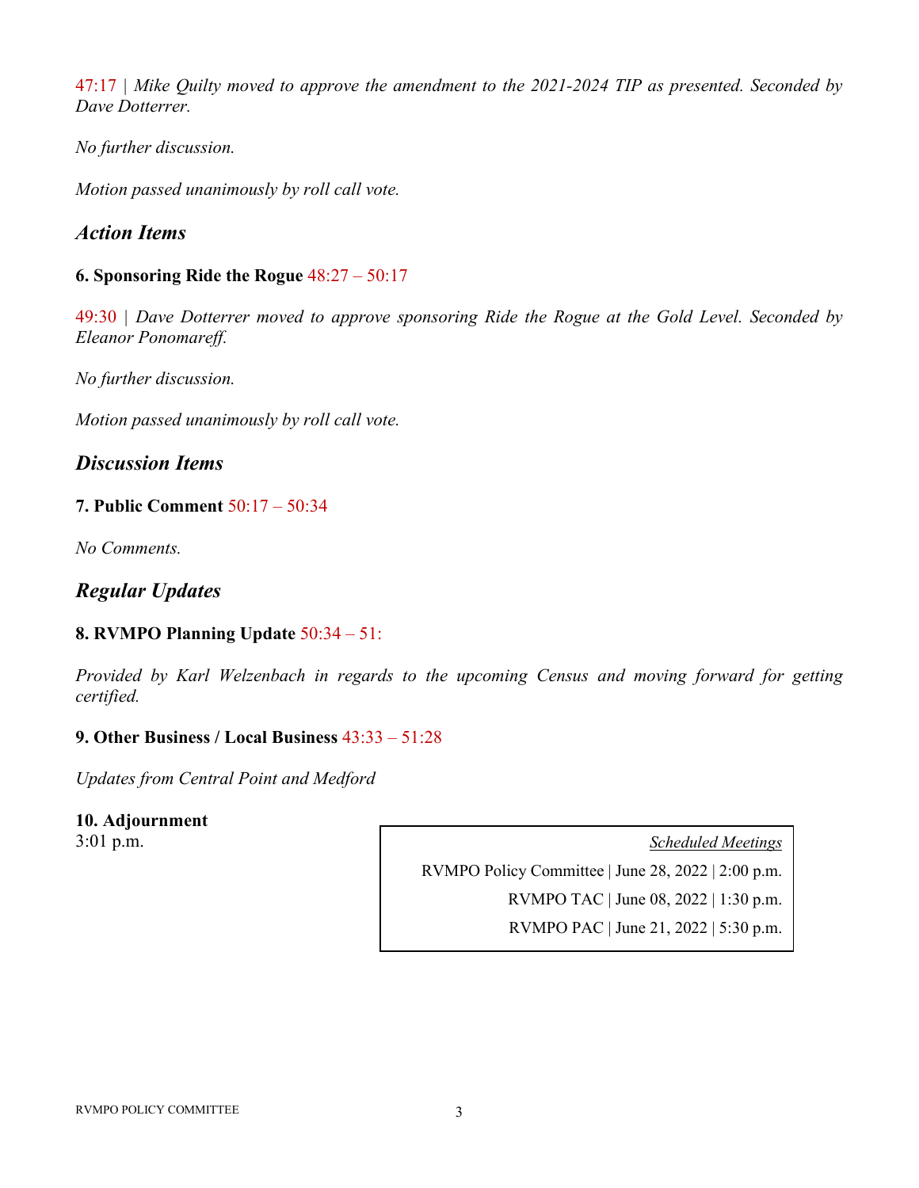47:17 | *Mike Quilty moved to approve the amendment to the 2021-2024 TIP as presented. Seconded by Dave Dotterrer.*

*No further discussion.*

*Motion passed unanimously by roll call vote.*

## *Action Items*

**6. Sponsoring Ride the Rogue** 48:27 – 50:17

49:30 | *Dave Dotterrer moved to approve sponsoring Ride the Rogue at the Gold Level. Seconded by Eleanor Ponomareff.*

*No further discussion.*

*Motion passed unanimously by roll call vote.*

## *Discussion Items*

**7. Public Comment** 50:17 – 50:34

*No Comments.*

## *Regular Updates*

**8. RVMPO Planning Update** 50:34 – 51:

*Provided by Karl Welzenbach in regards to the upcoming Census and moving forward for getting certified.*

**9. Other Business / Local Business** 43:33 – 51:28

*Updates from Central Point and Medford*

**10. Adjournment**
3:01 p.m.

| Scheduled Meetings |
|---|
| RVMPO Policy Committee \| June 28, 2022 \| 2:00 p.m. |
| RVMPO TAC \| June 08, 2022 \| 1:30 p.m. |
| RVMPO PAC \| June 21, 2022 \| 5:30 p.m. |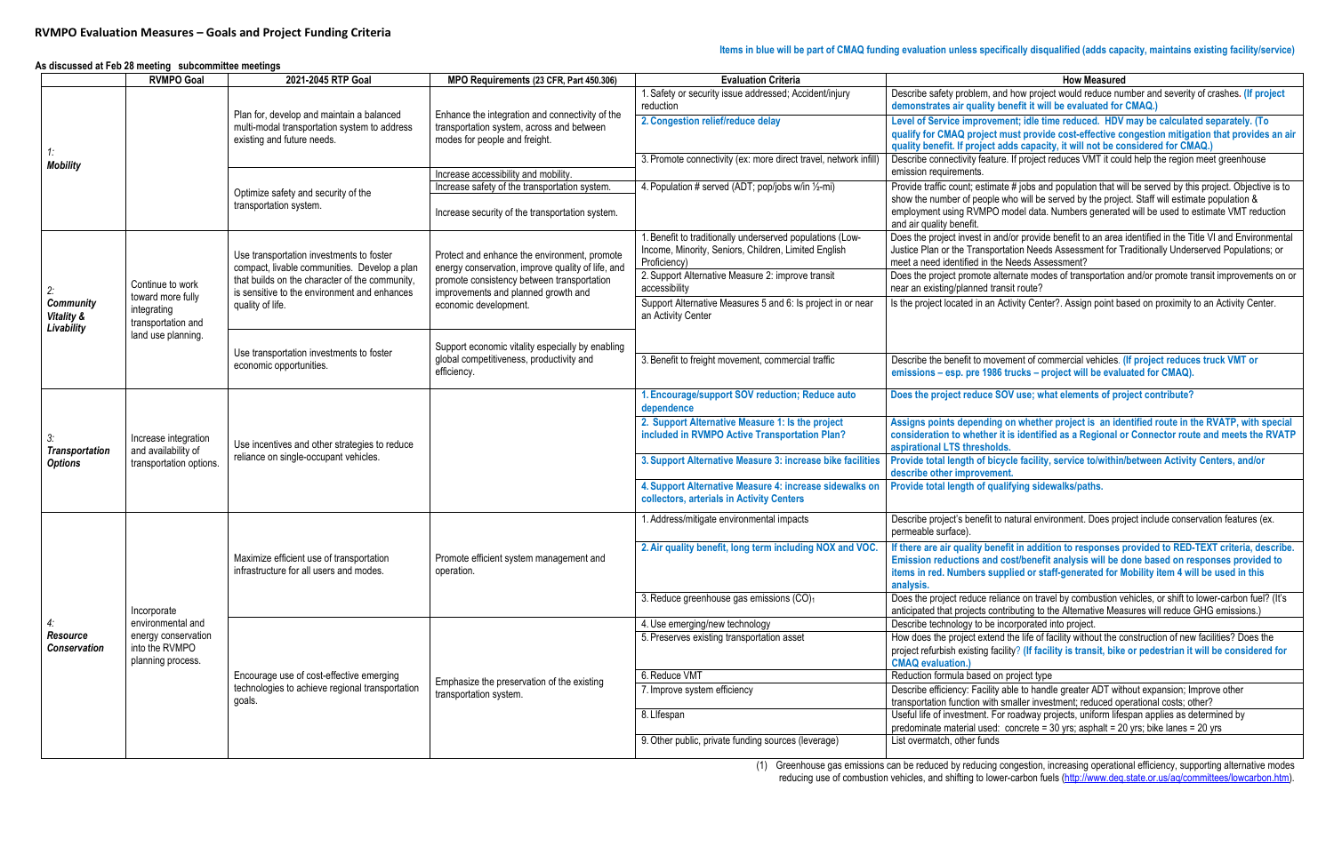## RVMPO Evaluation Measures – Goals and Project Funding Criteria

**Items in blue will be part of CMAQ funding evaluation unless specifically disqualified (adds capacity, maintains existing facility/service)**

**As discussed at Feb 28 meeting subcommittee meetings**

| | RVMPO Goal | 2021-2045 RTP Goal | MPO Requirements (23 CFR, Part 450.306) | Evaluation Criteria | How Measured |
|---|---|---|---|---|---|
| ***1: Mobility*** | | Plan for, develop and maintain a balanced multi-modal transportation system to address existing and future needs. | Enhance the integration and connectivity of the transportation system, across and between modes for people and freight. | 1. Safety or security issue addressed; Accident/injury reduction | Describe safety problem, and how project would reduce number and severity of crashes. **(If project demonstrates air quality benefit it will be evaluated for CMAQ.)** |
| | | | | **2. Congestion relief/reduce delay** | **Level of Service improvement; idle time reduced. HDV may be calculated separately. (To qualify for CMAQ project must provide cost-effective congestion mitigation that provides an air quality benefit. If project adds capacity, it will not be considered for CMAQ.)** |
| | | | | 3. Promote connectivity (ex: more direct travel, network infill) | Describe connectivity feature. If project reduces VMT it could help the region meet greenhouse emission requirements. |
| | | Optimize safety and security of the transportation system. | Increase accessibility and mobility. Increase safety of the transportation system. Increase security of the transportation system. | 4. Population # served (ADT; pop/jobs w/in ½-mi) | Provide traffic count; estimate # jobs and population that will be served by this project. Objective is to show the number of people who will be served by the project. Staff will estimate population & employment using RVMPO model data. Numbers generated will be used to estimate VMT reduction and air quality benefit. |
| ***2: Community Vitality & Livability*** | Continue to work toward more fully integrating transportation and land use planning. | Use transportation investments to foster compact, livable communities. Develop a plan that builds on the character of the community, is sensitive to the environment and enhances quality of life. | Protect and enhance the environment, promote energy conservation, improve quality of life, and promote consistency between transportation improvements and planned growth and economic development. | 1. Benefit to traditionally underserved populations (Low-Income, Minority, Seniors, Children, Limited English Proficiency) | Does the project invest in and/or provide benefit to an area identified in the Title VI and Environmental Justice Plan or the Transportation Needs Assessment for Traditionally Underserved Populations; or meet a need identified in the Needs Assessment? |
| | | | | 2. Support Alternative Measure 2: improve transit accessibility | Does the project promote alternate modes of transportation and/or promote transit improvements on or near an existing/planned transit route? |
| | | | | Support Alternative Measures 5 and 6: Is project in or near an Activity Center | Is the project located in an Activity Center?. Assign point based on proximity to an Activity Center. |
| | | Use transportation investments to foster economic opportunities. | Support economic vitality especially by enabling global competitiveness, productivity and efficiency. | 3. Benefit to freight movement, commercial traffic | Describe the benefit to movement of commercial vehicles. **(If project reduces truck VMT or emissions – esp. pre 1986 trucks – project will be evaluated for CMAQ).** |
| ***3: Transportation Options*** | Increase integration and availability of transportation options. | Use incentives and other strategies to reduce reliance on single-occupant vehicles. | | **1. Encourage/support SOV reduction; Reduce auto dependence** | **Does the project reduce SOV use; what elements of project contribute?** |
| | | | | **2. Support Alternative Measure 1: Is the project included in RVMPO Active Transportation Plan?** | **Assigns points depending on whether project is an identified route in the RVATP, with special consideration to whether it is identified as a Regional or Connector route and meets the RVATP aspirational LTS thresholds.** |
| | | | | **3. Support Alternative Measure 3: increase bike facilities** | **Provide total length of bicycle facility, service to/within/between Activity Centers, and/or describe other improvement.** |
| | | | | **4. Support Alternative Measure 4: increase sidewalks on collectors, arterials in Activity Centers** | **Provide total length of qualifying sidewalks/paths.** |
| ***4: Resource Conservation*** | Incorporate environmental and energy conservation into the RVMPO planning process. | Maximize efficient use of transportation infrastructure for all users and modes. | Promote efficient system management and operation. | 1. Address/mitigate environmental impacts | Describe project's benefit to natural environment. Does project include conservation features (ex. permeable surface). |
| | | | | **2. Air quality benefit, long term including NOX and VOC.** | **If there are air quality benefit in addition to responses provided to RED-TEXT criteria, describe. Emission reductions and cost/benefit analysis will be done based on responses provided to items in red. Numbers supplied or staff-generated for Mobility item 4 will be used in this analysis.** |
| | | | | 3. Reduce greenhouse gas emissions (CO)[1] | Does the project reduce reliance on travel by combustion vehicles, or shift to lower-carbon fuel? (It's anticipated that projects contributing to the Alternative Measures will reduce GHG emissions.) |
| | | Encourage use of cost-effective emerging technologies to achieve regional transportation goals. | Emphasize the preservation of the existing transportation system. | 4. Use emerging/new technology | Describe technology to be incorporated into project. |
| | | | | 5. Preserves existing transportation asset | How does the project extend the life of facility without the construction of new facilities? Does the project refurbish existing facility? **(If facility is transit, bike or pedestrian it will be considered for CMAQ evaluation.)** |
| | | | | 6. Reduce VMT | Reduction formula based on project type |
| | | | | 7. Improve system efficiency | Describe efficiency: Facility able to handle greater ADT without expansion; Improve other transportation function with smaller investment; reduced operational costs; other? |
| | | | | 8. LIfespan | Useful life of investment. For roadway projects, uniform lifespan applies as determined by predominate material used: concrete = 30 yrs; asphalt = 20 yrs; bike lanes = 20 yrs |
| | | | | 9. Other public, private funding sources (leverage) | List overmatch, other funds |

(1) Greenhouse gas emissions can be reduced by reducing congestion, increasing operational efficiency, supporting alternative modes reducing use of combustion vehicles, and shifting to lower-carbon fuels (http://www.deq.state.or.us/aq/committees/lowcarbon.htm).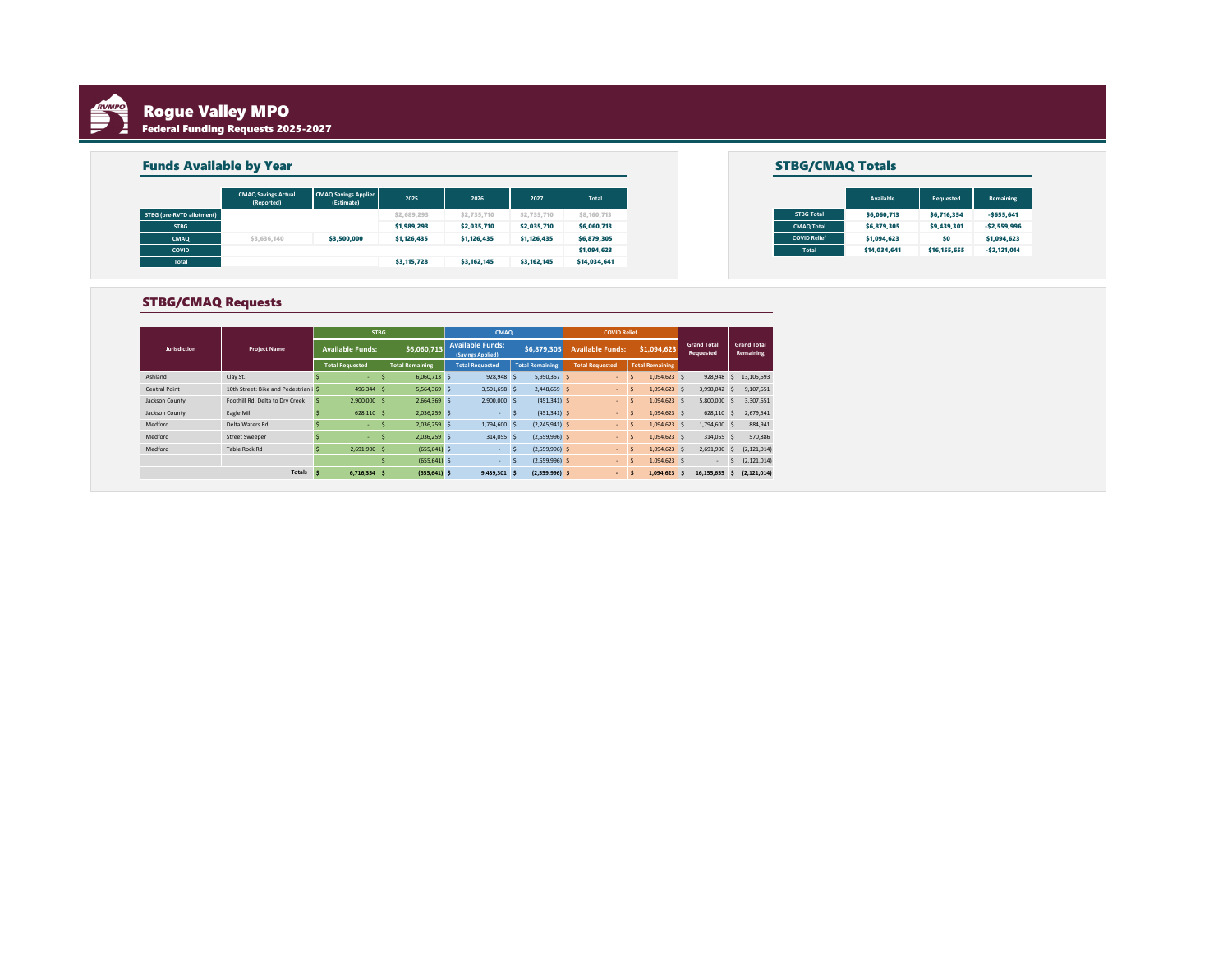# Rogue Valley MPO

## Federal Funding Requests 2025-2027

### Funds Available by Year

| | CMAQ Savings Actual (Reported) | CMAQ Savings Applied (Estimate) | 2025 | 2026 | 2027 | Total |
|---|---|---|---|---|---|---|
| STBG (pre-RVTD allotment) | | | $2,689,293 | $2,735,710 | $2,735,710 | $8,160,713 |
| STBG | | | $1,989,293 | $2,035,710 | $2,035,710 | $6,060,713 |
| CMAQ | $3,636,140 | $3,500,000 | $1,126,435 | $1,126,435 | $1,126,435 | $6,879,305 |
| COVID | | | | | | $1,094,623 |
| Total | | | $3,115,728 | $3,162,145 | $3,162,145 | $14,034,641 |

### STBG/CMAQ Totals

| | Available | Requested | Remaining |
|---|---|---|---|
| STBG Total | $6,060,713 | $6,716,354 | -$655,641 |
| CMAQ Total | $6,879,305 | $9,439,301 | -$2,559,996 |
| COVID Relief | $1,094,623 | $0 | $1,094,623 |
| Total | $14,034,641 | $16,155,655 | -$2,121,014 |

### STBG/CMAQ Requests

| Jurisdiction | Project Name | STBG | | CMAQ | | COVID Relief | | Grand Total Requested | Grand Total Remaining |
|---|---|---|---|---|---|---|---|---|---|
| | | Available Funds: | $6,060,713 | Available Funds: (Savings Applied) | $6,879,305 | Available Funds: | $1,094,623 | | |
| | | Total Requested | Total Remaining | Total Requested | Total Remaining | Total Requested | Total Remaining | | |
| Ashland | Clay St. | $ - | $ 6,060,713 | $ 928,948 | $ 5,950,357 | $ - | $ 1,094,623 | $ 928,948 | $ 13,105,693 |
| Central Point | 10th Street: Bike and Pedestrian I | $ 496,344 | $ 5,564,369 | $ 3,501,698 | $ 2,448,659 | $ - | $ 1,094,623 | $ 3,998,042 | $ 9,107,651 |
| Jackson County | Foothill Rd. Delta to Dry Creek | $ 2,900,000 | $ 2,664,369 | $ 2,900,000 | $ (451,341) | $ - | $ 1,094,623 | $ 5,800,000 | $ 3,307,651 |
| Jackson County | Eagle Mill | $ 628,110 | $ 2,036,259 | $ - | $ (451,341) | $ - | $ 1,094,623 | $ 628,110 | $ 2,679,541 |
| Medford | Delta Waters Rd | $ - | $ 2,036,259 | $ 1,794,600 | $ (2,245,941) | $ - | $ 1,094,623 | $ 1,794,600 | $ 884,941 |
| Medford | Street Sweeper | $ - | $ 2,036,259 | $ 314,055 | $ (2,559,996) | $ - | $ 1,094,623 | $ 314,055 | $ 570,886 |
| Medford | Table Rock Rd | $ 2,691,900 | $ (655,641) | $ - | $ (2,559,996) | $ - | $ 1,094,623 | $ 2,691,900 | $ (2,121,014) |
| | | | $ (655,641) | $ - | $ (2,559,996) | $ - | $ 1,094,623 | $ - | $ (2,121,014) |
| | Totals | $ 6,716,354 | $ (655,641) | $ 9,439,301 | $ (2,559,996) | $ - | $ 1,094,623 | $ 16,155,655 | $ (2,121,014) |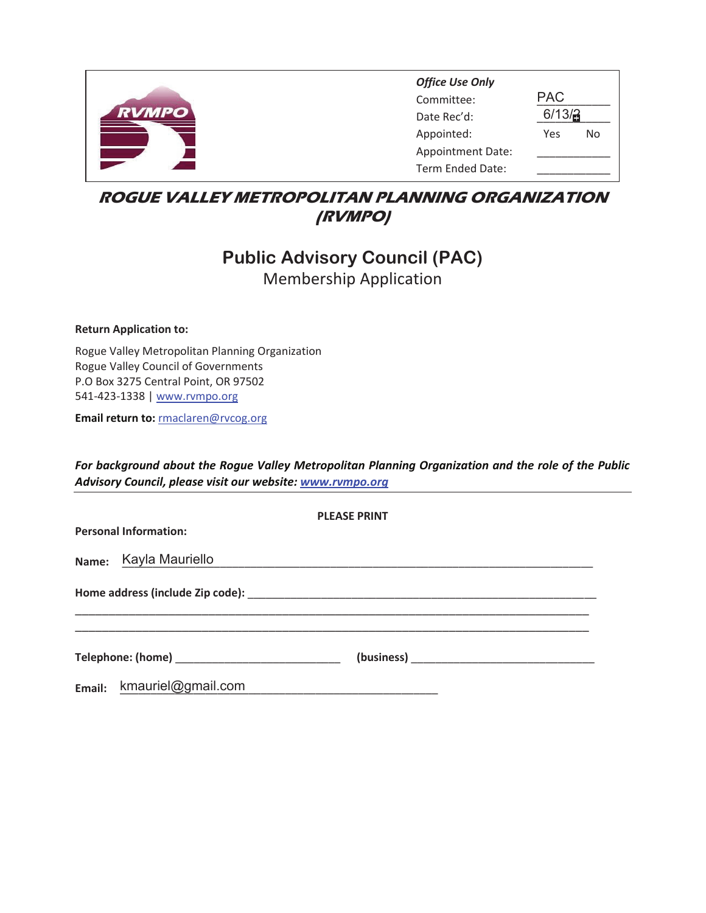| Office Use Only | |
|---|---|
| Committee: | PAC |
| Date Rec'd: | 6/13/2 |
| Appointed: | Yes No |
| Appointment Date: | ___________ |
| Term Ended Date: | ___________ |

# ROGUE VALLEY METROPOLITAN PLANNING ORGANIZATION (RVMPO)

## Public Advisory Council (PAC)

Membership Application

**Return Application to:**

Rogue Valley Metropolitan Planning Organization
Rogue Valley Council of Governments
P.O Box 3275 Central Point, OR 97502
541-423-1338 | www.rvmpo.org

**Email return to:** rmaclaren@rvcog.org

***For background about the Rogue Valley Metropolitan Planning Organization and the role of the Public Advisory Council, please visit our website: www.rvmpo.org***

---

**PLEASE PRINT**

**Personal Information:**

**Name:** Kayla Mauriello

**Home address (include Zip code):** ______________________________

______________________________

**Telephone: (home)** ______________ **(business)** ______________

**Email:** kmauriel@gmail.com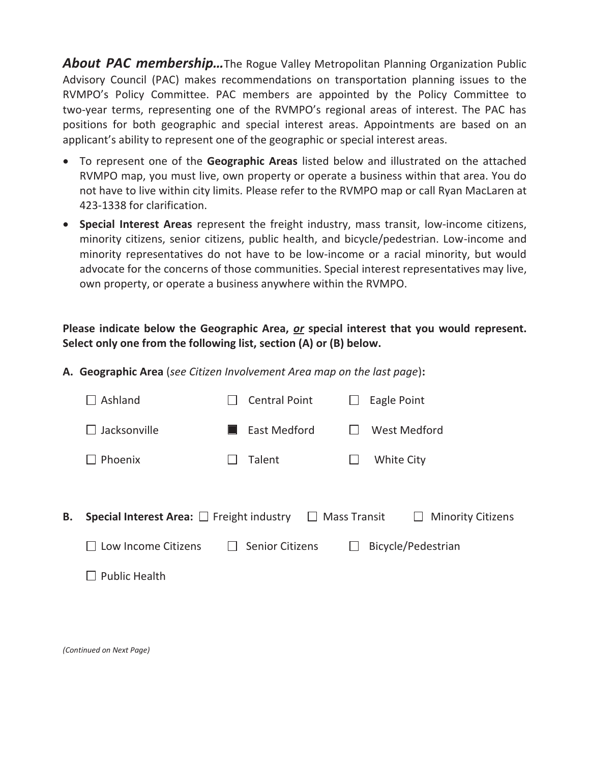***About PAC membership…*** The Rogue Valley Metropolitan Planning Organization Public Advisory Council (PAC) makes recommendations on transportation planning issues to the RVMPO's Policy Committee. PAC members are appointed by the Policy Committee to two-year terms, representing one of the RVMPO's regional areas of interest. The PAC has positions for both geographic and special interest areas. Appointments are based on an applicant's ability to represent one of the geographic or special interest areas.

- To represent one of the **Geographic Areas** listed below and illustrated on the attached RVMPO map, you must live, own property or operate a business within that area. You do not have to live within city limits. Please refer to the RVMPO map or call Ryan MacLaren at 423-1338 for clarification.
- **Special Interest Areas** represent the freight industry, mass transit, low-income citizens, minority citizens, senior citizens, public health, and bicycle/pedestrian. Low-income and minority representatives do not have to be low-income or a racial minority, but would advocate for the concerns of those communities. Special interest representatives may live, own property, or operate a business anywhere within the RVMPO.

**Please indicate below the Geographic Area, *<u>or</u>* special interest that you would represent. Select only one from the following list, section (A) or (B) below.**

**A. Geographic Area** (*see Citizen Involvement Area map on the last page*)**:**

☐ Ashland ☐ Central Point ☐ Eagle Point

☐ Jacksonville ■ East Medford ☐ West Medford

☐ Phoenix ☐ Talent ☐ White City

**B. Special Interest Area:** ☐ Freight industry ☐ Mass Transit ☐ Minority Citizens

☐ Low Income Citizens ☐ Senior Citizens ☐ Bicycle/Pedestrian

☐ Public Health

*(Continued on Next Page)*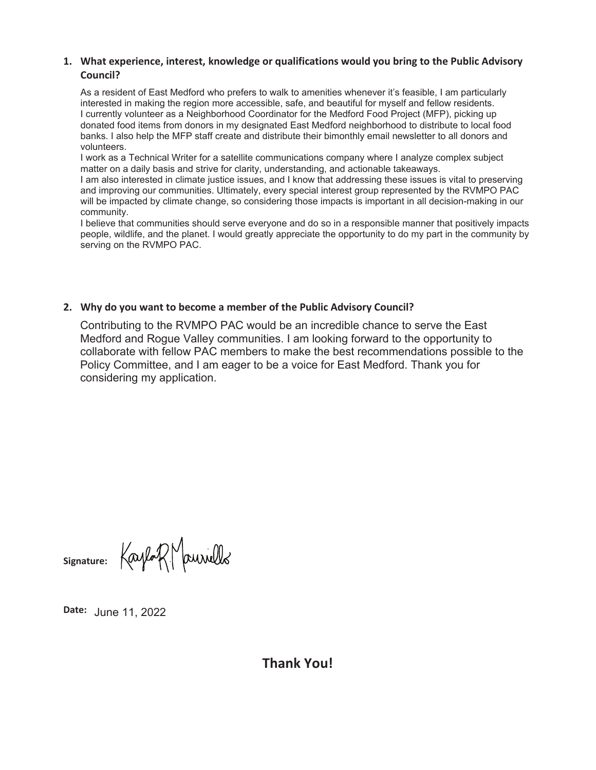1. **What experience, interest, knowledge or qualifications would you bring to the Public Advisory Council?**

   As a resident of East Medford who prefers to walk to amenities whenever it's feasible, I am particularly interested in making the region more accessible, safe, and beautiful for myself and fellow residents.
   I currently volunteer as a Neighborhood Coordinator for the Medford Food Project (MFP), picking up donated food items from donors in my designated East Medford neighborhood to distribute to local food banks. I also help the MFP staff create and distribute their bimonthly email newsletter to all donors and volunteers.
   I work as a Technical Writer for a satellite communications company where I analyze complex subject matter on a daily basis and strive for clarity, understanding, and actionable takeaways.
   I am also interested in climate justice issues, and I know that addressing these issues is vital to preserving and improving our communities. Ultimately, every special interest group represented by the RVMPO PAC will be impacted by climate change, so considering those impacts is important in all decision-making in our community.
   I believe that communities should serve everyone and do so in a responsible manner that positively impacts people, wildlife, and the planet. I would greatly appreciate the opportunity to do my part in the community by serving on the RVMPO PAC.

2. **Why do you want to become a member of the Public Advisory Council?**

   Contributing to the RVMPO PAC would be an incredible chance to serve the East Medford and Rogue Valley communities. I am looking forward to the opportunity to collaborate with fellow PAC members to make the best recommendations possible to the Policy Committee, and I am eager to be a voice for East Medford. Thank you for considering my application.

**Signature:** Kayla R. Mauriello

**Date:** June 11, 2022

**Thank You!**